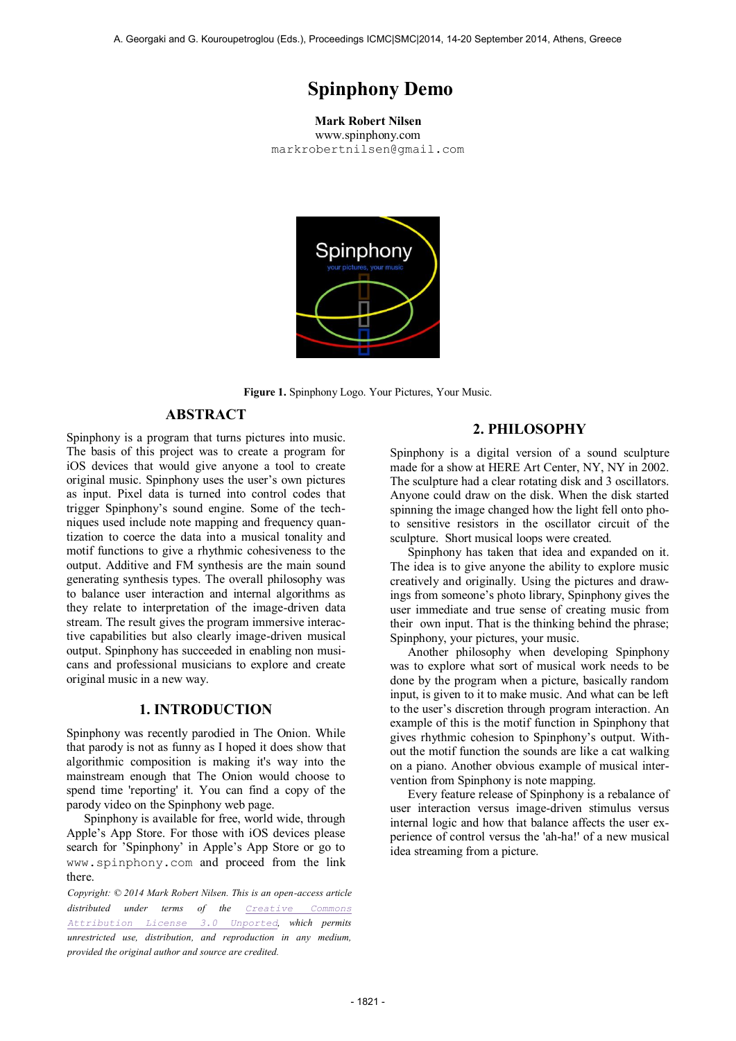# Spinphony Demo

**Mark Robert Nilsen**
www.spinphony.com
markrobertnilsen@gmail.com

**Figure 1.** Spinphony Logo. Your Pictures, Your Music.

## ABSTRACT

Spinphony is a program that turns pictures into music. The basis of this project was to create a program for iOS devices that would give anyone a tool to create original music. Spinphony uses the user's own pictures as input. Pixel data is turned into control codes that trigger Spinphony's sound engine. Some of the techniques used include note mapping and frequency quantization to coerce the data into a musical tonality and motif functions to give a rhythmic cohesiveness to the output. Additive and FM synthesis are the main sound generating synthesis types. The overall philosophy was to balance user interaction and internal algorithms as they relate to interpretation of the image-driven data stream. The result gives the program immersive interactive capabilities but also clearly image-driven musical output. Spinphony has succeeded in enabling non musicians and professional musicians to explore and create original music in a new way.

## 1. INTRODUCTION

Spinphony was recently parodied in The Onion. While that parody is not as funny as I hoped it does show that algorithmic composition is making it's way into the mainstream enough that The Onion would choose to spend time 'reporting' it. You can find a copy of the parody video on the Spinphony web page.

Spinphony is available for free, world wide, through Apple's App Store. For those with iOS devices please search for 'Spinphony' in Apple's App Store or go to www.spinphony.com and proceed from the link there.

*Copyright: © 2014 Mark Robert Nilsen. This is an open-access article distributed under terms of the Creative Commons Attribution License 3.0 Unported, which permits unrestricted use, distribution, and reproduction in any medium, provided the original author and source are credited.*

## 2. PHILOSOPHY

Spinphony is a digital version of a sound sculpture made for a show at HERE Art Center, NY, NY in 2002. The sculpture had a clear rotating disk and 3 oscillators. Anyone could draw on the disk. When the disk started spinning the image changed how the light fell onto photo sensitive resistors in the oscillator circuit of the sculpture. Short musical loops were created.

Spinphony has taken that idea and expanded on it. The idea is to give anyone the ability to explore music creatively and originally. Using the pictures and drawings from someone's photo library, Spinphony gives the user immediate and true sense of creating music from their own input. That is the thinking behind the phrase; Spinphony, your pictures, your music.

Another philosophy when developing Spinphony was to explore what sort of musical work needs to be done by the program when a picture, basically random input, is given to it to make music. And what can be left to the user's discretion through program interaction. An example of this is the motif function in Spinphony that gives rhythmic cohesion to Spinphony's output. Without the motif function the sounds are like a cat walking on a piano. Another obvious example of musical intervention from Spinphony is note mapping.

Every feature release of Spinphony is a rebalance of user interaction versus image-driven stimulus versus internal logic and how that balance affects the user experience of control versus the 'ah-ha!' of a new musical idea streaming from a picture.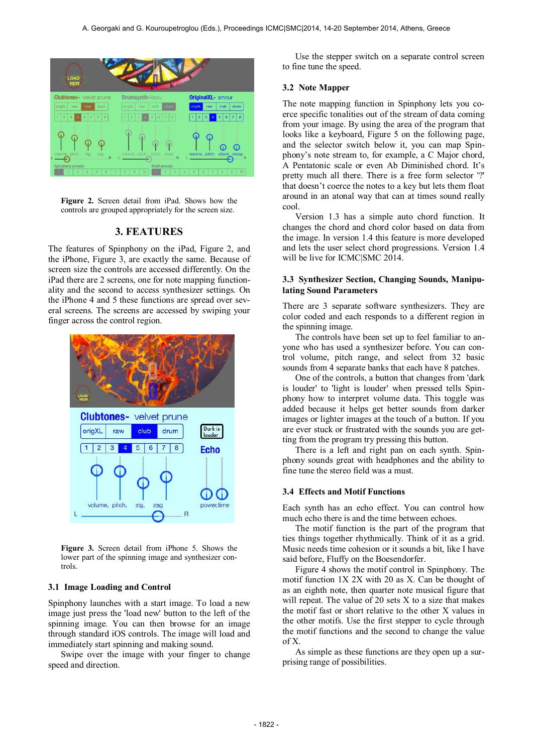**Figure 2.** Screen detail from iPad. Shows how the controls are grouped appropriately for the screen size.

## 3. FEATURES

The features of Spinphony on the iPad, Figure 2, and the iPhone, Figure 3, are exactly the same. Because of screen size the controls are accessed differently. On the iPad there are 2 screens, one for note mapping functionality and the second to access synthesizer settings. On the iPhone 4 and 5 these functions are spread over several screens. The screens are accessed by swiping your finger across the control region.

**Figure 3.** Screen detail from iPhone 5. Shows the lower part of the spinning image and synthesizer controls.

### 3.1 Image Loading and Control

Spinphony launches with a start image. To load a new image just press the 'load new' button to the left of the spinning image. You can then browse for an image through standard iOS controls. The image will load and immediately start spinning and making sound.

Swipe over the image with your finger to change speed and direction.

Use the stepper switch on a separate control screen to fine tune the speed.

### 3.2 Note Mapper

The note mapping function in Spinphony lets you coerce specific tonalities out of the stream of data coming from your image. By using the area of the program that looks like a keyboard, Figure 5 on the following page, and the selector switch below it, you can map Spinphony's note stream to, for example, a C Major chord, A Pentatonic scale or even Ab Diminished chord. It's pretty much all there. There is a free form selector '?' that doesn't coerce the notes to a key but lets them float around in an atonal way that can at times sound really cool.

Version 1.3 has a simple auto chord function. It changes the chord and chord color based on data from the image. In version 1.4 this feature is more developed and lets the user select chord progressions. Version 1.4 will be live for ICMC|SMC 2014.

### 3.3 Synthesizer Section, Changing Sounds, Manipulating Sound Parameters

There are 3 separate software synthesizers. They are color coded and each responds to a different region in the spinning image.

The controls have been set up to feel familiar to anyone who has used a synthesizer before. You can control volume, pitch range, and select from 32 basic sounds from 4 separate banks that each have 8 patches.

One of the controls, a button that changes from 'dark is louder' to 'light is louder' when pressed tells Spinphony how to interpret volume data. This toggle was added because it helps get better sounds from darker images or lighter images at the touch of a button. If you are ever stuck or frustrated with the sounds you are getting from the program try pressing this button.

There is a left and right pan on each synth. Spinphony sounds great with headphones and the ability to fine tune the stereo field was a must.

### 3.4 Effects and Motif Functions

Each synth has an echo effect. You can control how much echo there is and the time between echoes.

The motif function is the part of the program that ties things together rhythmically. Think of it as a grid. Music needs time cohesion or it sounds a bit, like I have said before, Fluffy on the Boesendorfer.

Figure 4 shows the motif control in Spinphony. The motif function 1X 2X with 20 as X. Can be thought of as an eighth note, then quarter note musical figure that will repeat. The value of 20 sets X to a size that makes the motif fast or short relative to the other X values in the other motifs. Use the first stepper to cycle through the motif functions and the second to change the value of X.

As simple as these functions are they open up a surprising range of possibilities.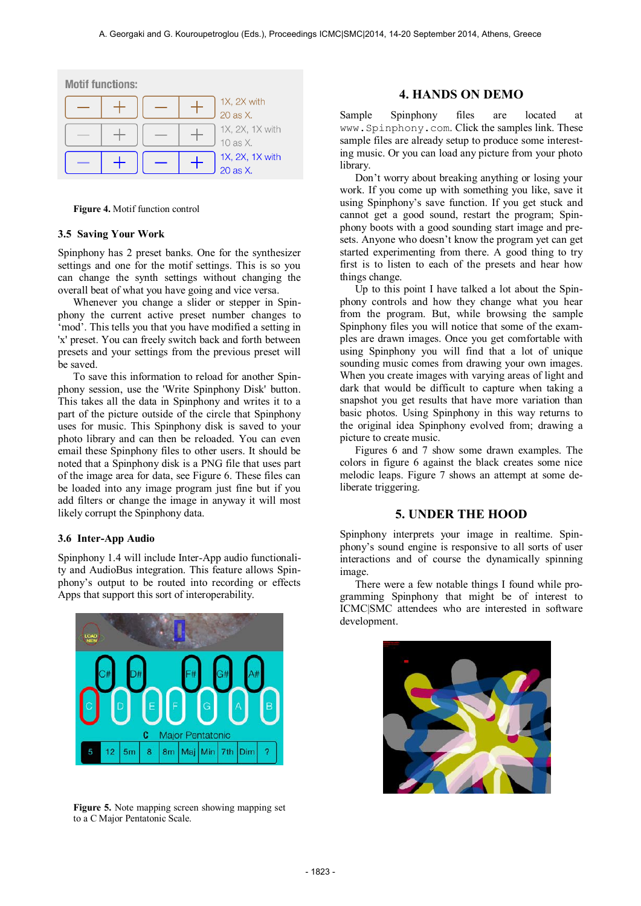Figure 4. Motif function control

### 3.5 Saving Your Work

Spinphony has 2 preset banks. One for the synthesizer settings and one for the motif settings. This is so you can change the synth settings without changing the overall beat of what you have going and vice versa.

Whenever you change a slider or stepper in Spinphony the current active preset number changes to 'mod'. This tells you that you have modified a setting in 'x' preset. You can freely switch back and forth between presets and your settings from the previous preset will be saved.

To save this information to reload for another Spinphony session, use the 'Write Spinphony Disk' button. This takes all the data in Spinphony and writes it to a part of the picture outside of the circle that Spinphony uses for music. This Spinphony disk is saved to your photo library and can then be reloaded. You can even email these Spinphony files to other users. It should be noted that a Spinphony disk is a PNG file that uses part of the image area for data, see Figure 6. These files can be loaded into any image program just fine but if you add filters or change the image in anyway it will most likely corrupt the Spinphony data.

### 3.6 Inter-App Audio

Spinphony 1.4 will include Inter-App audio functionality and AudioBus integration. This feature allows Spinphony's output to be routed into recording or effects Apps that support this sort of interoperability.

Figure 5. Note mapping screen showing mapping set to a C Major Pentatonic Scale.

## 4. HANDS ON DEMO

Sample Spinphony files are located at `www.Spinphony.com`. Click the samples link. These sample files are already setup to produce some interesting music. Or you can load any picture from your photo library.

Don't worry about breaking anything or losing your work. If you come up with something you like, save it using Spinphony's save function. If you get stuck and cannot get a good sound, restart the program; Spinphony boots with a good sounding start image and presets. Anyone who doesn't know the program yet can get started experimenting from there. A good thing to try first is to listen to each of the presets and hear how things change.

Up to this point I have talked a lot about the Spinphony controls and how they change what you hear from the program. But, while browsing the sample Spinphony files you will notice that some of the examples are drawn images. Once you get comfortable with using Spinphony you will find that a lot of unique sounding music comes from drawing your own images. When you create images with varying areas of light and dark that would be difficult to capture when taking a snapshot you get results that have more variation than basic photos. Using Spinphony in this way returns to the original idea Spinphony evolved from; drawing a picture to create music.

Figures 6 and 7 show some drawn examples. The colors in figure 6 against the black creates some nice melodic leaps. Figure 7 shows an attempt at some deliberate triggering.

## 5. UNDER THE HOOD

Spinphony interprets your image in realtime. Spinphony's sound engine is responsive to all sorts of user interactions and of course the dynamically spinning image.

There were a few notable things I found while programming Spinphony that might be of interest to ICMC|SMC attendees who are interested in software development.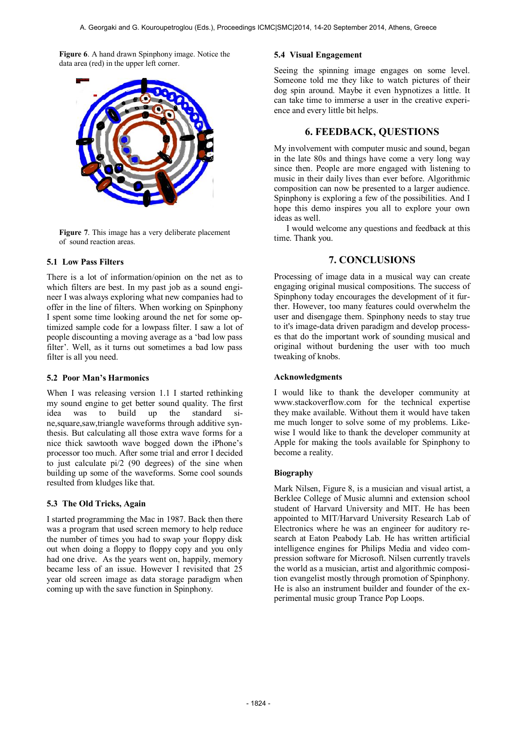**Figure 6**. A hand drawn Spinphony image. Notice the data area (red) in the upper left corner.

**Figure 7**. This image has a very deliberate placement of sound reaction areas.

### 5.1 Low Pass Filters

There is a lot of information/opinion on the net as to which filters are best. In my past job as a sound engineer I was always exploring what new companies had to offer in the line of filters. When working on Spinphony I spent some time looking around the net for some optimized sample code for a lowpass filter. I saw a lot of people discounting a moving average as a 'bad low pass filter'. Well, as it turns out sometimes a bad low pass filter is all you need.

### 5.2 Poor Man's Harmonics

When I was releasing version 1.1 I started rethinking my sound engine to get better sound quality. The first idea was to build up the standard sine,square,saw,triangle waveforms through additive synthesis. But calculating all those extra wave forms for a nice thick sawtooth wave bogged down the iPhone's processor too much. After some trial and error I decided to just calculate pi/2 (90 degrees) of the sine when building up some of the waveforms. Some cool sounds resulted from kludges like that.

### 5.3 The Old Tricks, Again

I started programming the Mac in 1987. Back then there was a program that used screen memory to help reduce the number of times you had to swap your floppy disk out when doing a floppy to floppy copy and you only had one drive. As the years went on, happily, memory became less of an issue. However I revisited that 25 year old screen image as data storage paradigm when coming up with the save function in Spinphony.

### 5.4 Visual Engagement

Seeing the spinning image engages on some level. Someone told me they like to watch pictures of their dog spin around. Maybe it even hypnotizes a little. It can take time to immerse a user in the creative experience and every little bit helps.

## 6. FEEDBACK, QUESTIONS

My involvement with computer music and sound, began in the late 80s and things have come a very long way since then. People are more engaged with listening to music in their daily lives than ever before. Algorithmic composition can now be presented to a larger audience. Spinphony is exploring a few of the possibilities. And I hope this demo inspires you all to explore your own ideas as well.

I would welcome any questions and feedback at this time. Thank you.

## 7. CONCLUSIONS

Processing of image data in a musical way can create engaging original musical compositions. The success of Spinphony today encourages the development of it further. However, too many features could overwhelm the user and disengage them. Spinphony needs to stay true to it's image-data driven paradigm and develop processes that do the important work of sounding musical and original without burdening the user with too much tweaking of knobs.

### Acknowledgments

I would like to thank the developer community at www.stackoverflow.com for the technical expertise they make available. Without them it would have taken me much longer to solve some of my problems. Likewise I would like to thank the developer community at Apple for making the tools available for Spinphony to become a reality.

### Biography

Mark Nilsen, Figure 8, is a musician and visual artist, a Berklee College of Music alumni and extension school student of Harvard University and MIT. He has been appointed to MIT/Harvard University Research Lab of Electronics where he was an engineer for auditory research at Eaton Peabody Lab. He has written artificial intelligence engines for Philips Media and video compression software for Microsoft. Nilsen currently travels the world as a musician, artist and algorithmic composition evangelist mostly through promotion of Spinphony. He is also an instrument builder and founder of the experimental music group Trance Pop Loops.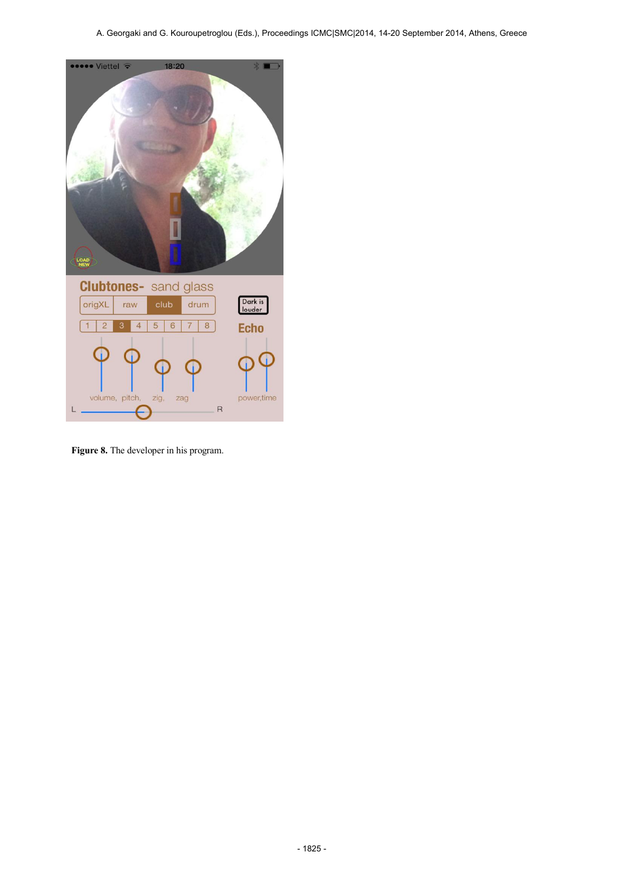**Figure 8.** The developer in his program.